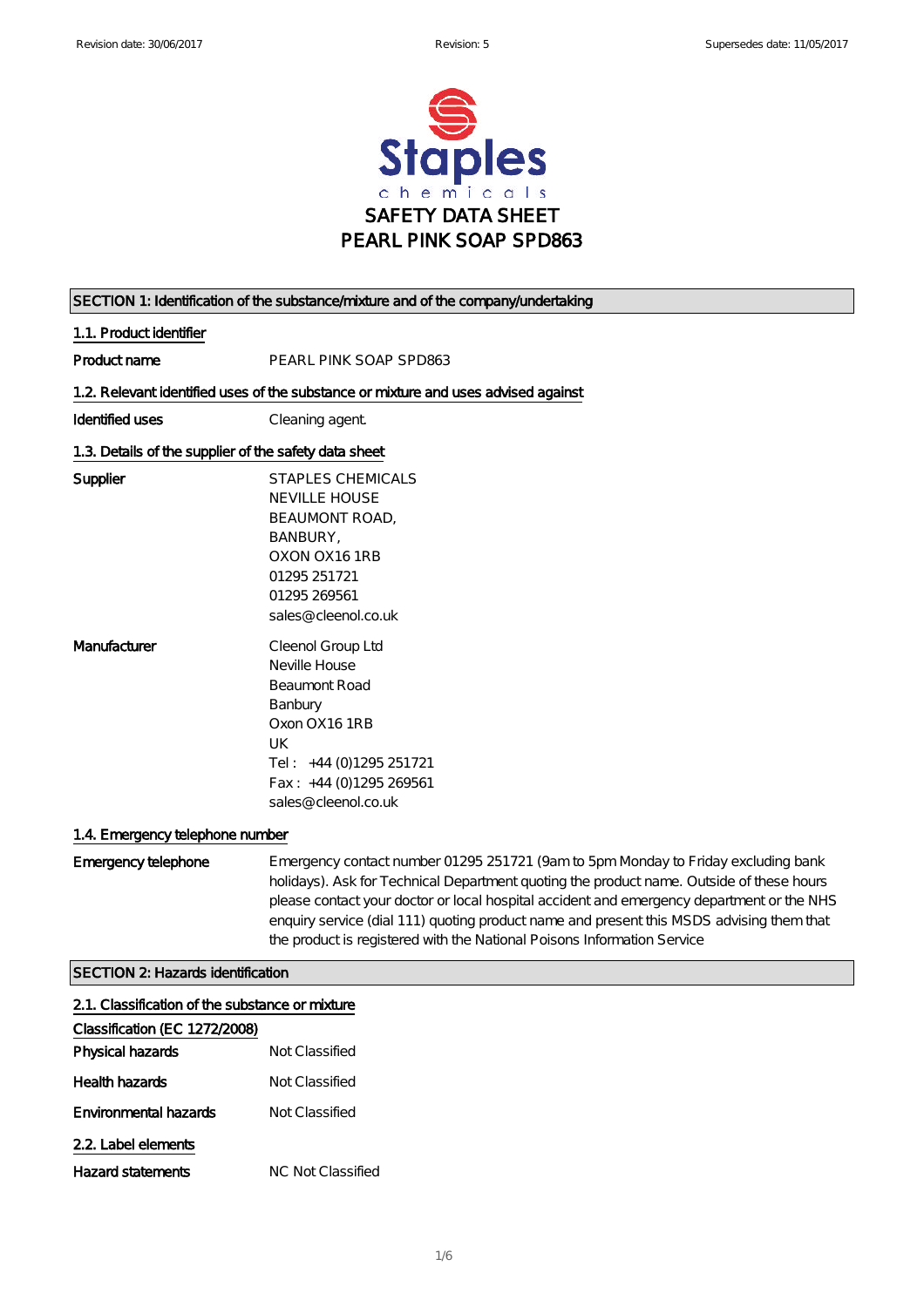Revision date: 30/06/2017 Revision: 5 Supersedes date: 11/05/2017

Staples chemicals

# SAFETY DATA SHEET
# PEARL PINK SOAP SPD863

## SECTION 1: Identification of the substance/mixture and of the company/undertaking

### 1.1. Product identifier

**Product name** PEARL PINK SOAP SPD863

### 1.2. Relevant identified uses of the substance or mixture and uses advised against

**Identified uses** Cleaning agent.

### 1.3. Details of the supplier of the safety data sheet

**Supplier**
STAPLES CHEMICALS
NEVILLE HOUSE
BEAUMONT ROAD,
BANBURY,
OXON OX16 1RB
01295 251721
01295 269561
sales@cleenol.co.uk

**Manufacturer**
Cleenol Group Ltd
Neville House
Beaumont Road
Banbury
Oxon OX16 1RB
UK
Tel : +44 (0)1295 251721
Fax : +44 (0)1295 269561
sales@cleenol.co.uk

### 1.4. Emergency telephone number

**Emergency telephone** Emergency contact number 01295 251721 (9am to 5pm Monday to Friday excluding bank holidays). Ask for Technical Department quoting the product name. Outside of these hours please contact your doctor or local hospital accident and emergency department or the NHS enquiry service (dial 111) quoting product name and present this MSDS advising them that the product is registered with the National Poisons Information Service

## SECTION 2: Hazards identification

### 2.1. Classification of the substance or mixture

**Classification (EC 1272/2008)**

**Physical hazards** Not Classified

**Health hazards** Not Classified

**Environmental hazards** Not Classified

### 2.2. Label elements

**Hazard statements** NC Not Classified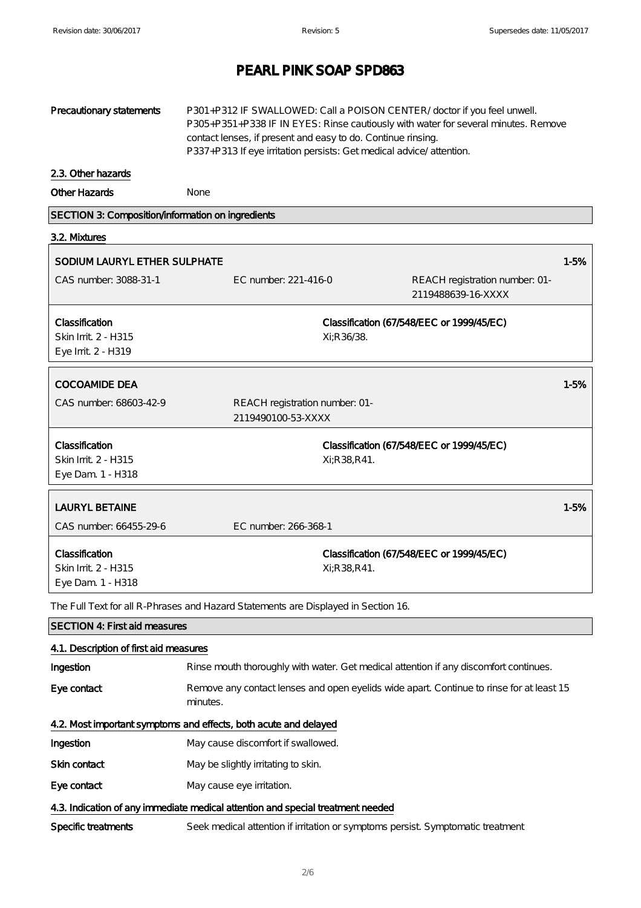# PEARL PINK SOAP SPD863

**Precautionary statements** P301+P312 IF SWALLOWED: Call a POISON CENTER/ doctor if you feel unwell.
P305+P351+P338 IF IN EYES: Rinse cautiously with water for several minutes. Remove contact lenses, if present and easy to do. Continue rinsing.
P337+P313 If eye irritation persists: Get medical advice/ attention.

## 2.3. Other hazards

**Other Hazards** None

## SECTION 3: Composition/information on ingredients

### 3.2. Mixtures

**SODIUM LAURYL ETHER SULPHATE** 1-5%

CAS number: 3088-31-1 | EC number: 221-416-0 | REACH registration number: 01-2119488639-16-XXXX

**Classification**
Skin Irrit. 2 - H315
Eye Irrit. 2 - H319

**Classification (67/548/EEC or 1999/45/EC)**
Xi;R36/38.

**COCOAMIDE DEA** 1-5%

CAS number: 68603-42-9 | REACH registration number: 01-2119490100-53-XXXX

**Classification**
Skin Irrit. 2 - H315
Eye Dam. 1 - H318

**Classification (67/548/EEC or 1999/45/EC)**
Xi;R38,R41.

**LAURYL BETAINE** 1-5%

CAS number: 66455-29-6 | EC number: 266-368-1

**Classification**
Skin Irrit. 2 - H315
Eye Dam. 1 - H318

**Classification (67/548/EEC or 1999/45/EC)**
Xi;R38,R41.

The Full Text for all R-Phrases and Hazard Statements are Displayed in Section 16.

## SECTION 4: First aid measures

### 4.1. Description of first aid measures

**Ingestion** Rinse mouth thoroughly with water. Get medical attention if any discomfort continues.

**Eye contact** Remove any contact lenses and open eyelids wide apart. Continue to rinse for at least 15 minutes.

### 4.2. Most important symptoms and effects, both acute and delayed

**Ingestion** May cause discomfort if swallowed.

**Skin contact** May be slightly irritating to skin.

**Eye contact** May cause eye irritation.

### 4.3. Indication of any immediate medical attention and special treatment needed

**Specific treatments** Seek medical attention if irritation or symptoms persist. Symptomatic treatment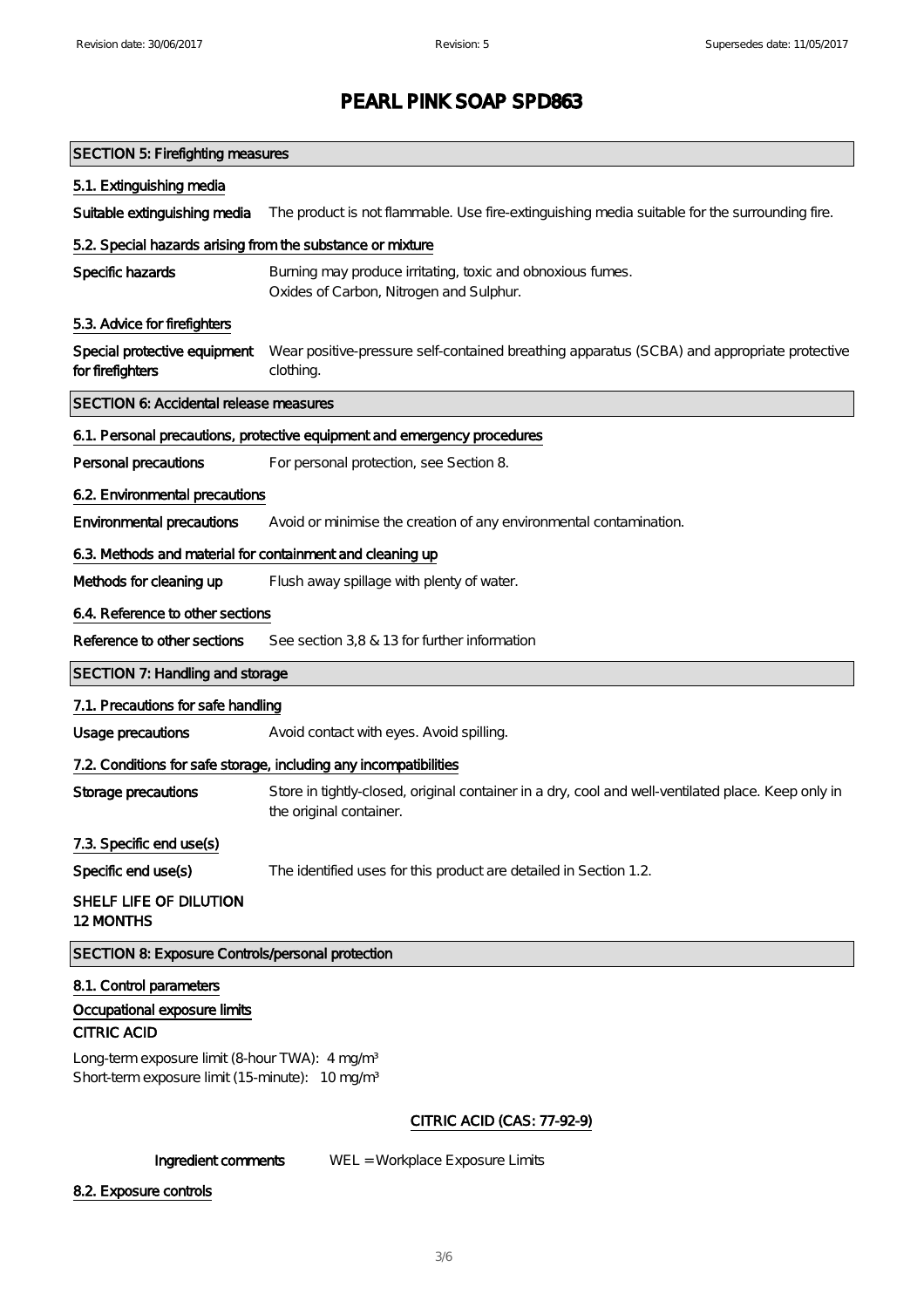# PEARL PINK SOAP SPD863

## SECTION 5: Firefighting measures

### 5.1. Extinguishing media

**Suitable extinguishing media** The product is not flammable. Use fire-extinguishing media suitable for the surrounding fire.

### 5.2. Special hazards arising from the substance or mixture

**Specific hazards** Burning may produce irritating, toxic and obnoxious fumes.
Oxides of Carbon, Nitrogen and Sulphur.

### 5.3. Advice for firefighters

**Special protective equipment for firefighters** Wear positive-pressure self-contained breathing apparatus (SCBA) and appropriate protective clothing.

## SECTION 6: Accidental release measures

### 6.1. Personal precautions, protective equipment and emergency procedures

**Personal precautions** For personal protection, see Section 8.

### 6.2. Environmental precautions

**Environmental precautions** Avoid or minimise the creation of any environmental contamination.

### 6.3. Methods and material for containment and cleaning up

**Methods for cleaning up** Flush away spillage with plenty of water.

### 6.4. Reference to other sections

**Reference to other sections** See section 3,8 & 13 for further information

## SECTION 7: Handling and storage

### 7.1. Precautions for safe handling

**Usage precautions** Avoid contact with eyes. Avoid spilling.

### 7.2. Conditions for safe storage, including any incompatibilities

**Storage precautions** Store in tightly-closed, original container in a dry, cool and well-ventilated place. Keep only in the original container.

### 7.3. Specific end use(s)

**Specific end use(s)** The identified uses for this product are detailed in Section 1.2.

**SHELF LIFE OF DILUTION**
**12 MONTHS**

## SECTION 8: Exposure Controls/personal protection

### 8.1. Control parameters

**Occupational exposure limits**

**CITRIC ACID**

Long-term exposure limit (8-hour TWA): 4 mg/m³
Short-term exposure limit (15-minute): 10 mg/m³

**CITRIC ACID (CAS: 77-92-9)**

**Ingredient comments** WEL = Workplace Exposure Limits

### 8.2. Exposure controls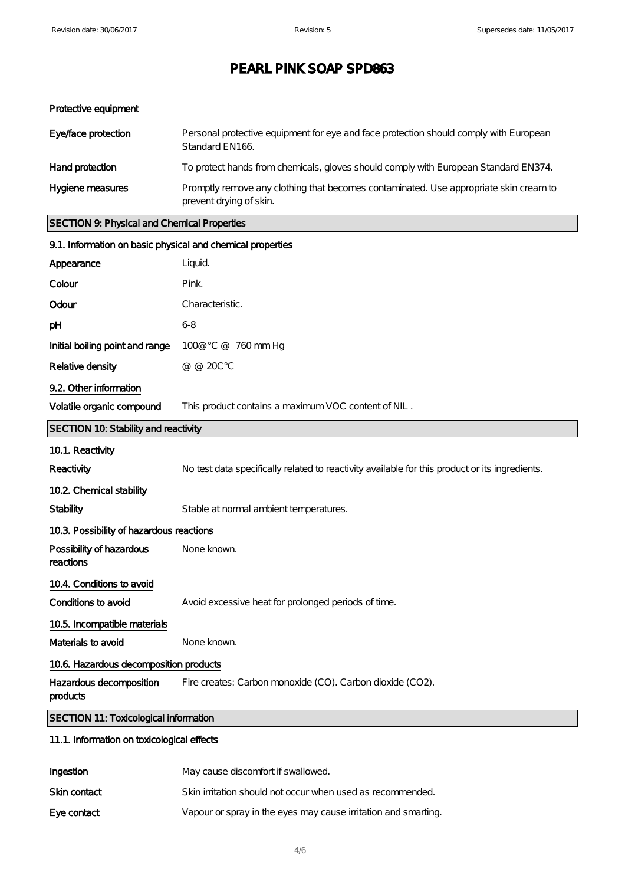# PEARL PINK SOAP SPD863

**Protective equipment**

| | |
|---|---|
| **Eye/face protection** | Personal protective equipment for eye and face protection should comply with European Standard EN166. |
| **Hand protection** | To protect hands from chemicals, gloves should comply with European Standard EN374. |
| **Hygiene measures** | Promptly remove any clothing that becomes contaminated. Use appropriate skin cream to prevent drying of skin. |

## SECTION 9: Physical and Chemical Properties

### 9.1. Information on basic physical and chemical properties

| | |
|---|---|
| **Appearance** | Liquid. |
| **Colour** | Pink. |
| **Odour** | Characteristic. |
| **pH** | 6-8 |
| **Initial boiling point and range** | 100@°C @ 760 mm Hg |
| **Relative density** | @ @ 20C°C |

### 9.2. Other information

| | |
|---|---|
| **Volatile organic compound** | This product contains a maximum VOC content of NIL . |

## SECTION 10: Stability and reactivity

### 10.1. Reactivity

| | |
|---|---|
| **Reactivity** | No test data specifically related to reactivity available for this product or its ingredients. |

### 10.2. Chemical stability

| | |
|---|---|
| **Stability** | Stable at normal ambient temperatures. |

### 10.3. Possibility of hazardous reactions

| | |
|---|---|
| **Possibility of hazardous reactions** | None known. |

### 10.4. Conditions to avoid

| | |
|---|---|
| **Conditions to avoid** | Avoid excessive heat for prolonged periods of time. |

### 10.5. Incompatible materials

| | |
|---|---|
| **Materials to avoid** | None known. |

### 10.6. Hazardous decomposition products

| | |
|---|---|
| **Hazardous decomposition products** | Fire creates: Carbon monoxide (CO). Carbon dioxide ($CO_2$). |

## SECTION 11: Toxicological information

### 11.1. Information on toxicological effects

| | |
|---|---|
| **Ingestion** | May cause discomfort if swallowed. |
| **Skin contact** | Skin irritation should not occur when used as recommended. |
| **Eye contact** | Vapour or spray in the eyes may cause irritation and smarting. |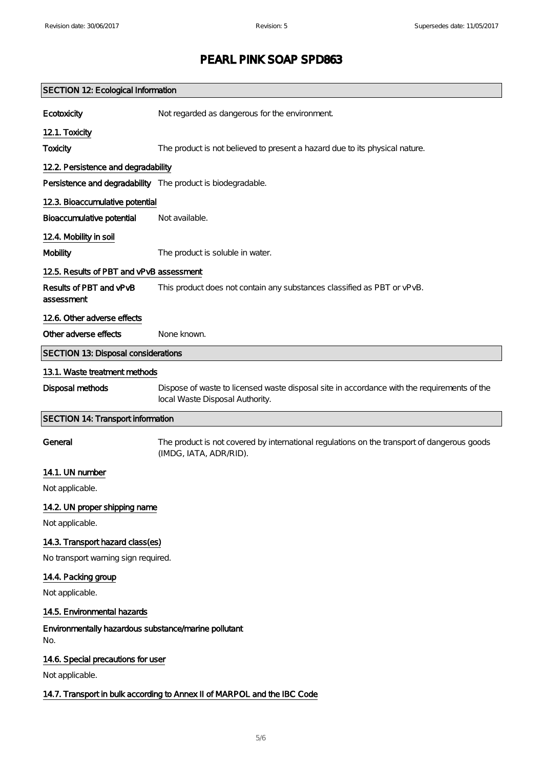# PEARL PINK SOAP SPD863

## SECTION 12: Ecological Information

**Ecotoxicity** Not regarded as dangerous for the environment.

### 12.1. Toxicity

**Toxicity** The product is not believed to present a hazard due to its physical nature.

### 12.2. Persistence and degradability

**Persistence and degradability** The product is biodegradable.

### 12.3. Bioaccumulative potential

**Bioaccumulative potential** Not available.

### 12.4. Mobility in soil

**Mobility** The product is soluble in water.

### 12.5. Results of PBT and vPvB assessment

**Results of PBT and vPvB assessment** This product does not contain any substances classified as PBT or vPvB.

### 12.6. Other adverse effects

**Other adverse effects** None known.

## SECTION 13: Disposal considerations

### 13.1. Waste treatment methods

**Disposal methods** Dispose of waste to licensed waste disposal site in accordance with the requirements of the local Waste Disposal Authority.

## SECTION 14: Transport information

**General** The product is not covered by international regulations on the transport of dangerous goods (IMDG, IATA, ADR/RID).

### 14.1. UN number

Not applicable.

### 14.2. UN proper shipping name

Not applicable.

### 14.3. Transport hazard class(es)

No transport warning sign required.

### 14.4. Packing group

Not applicable.

### 14.5. Environmental hazards

**Environmentally hazardous substance/marine pollutant**
No.

### 14.6. Special precautions for user

Not applicable.

### 14.7. Transport in bulk according to Annex II of MARPOL and the IBC Code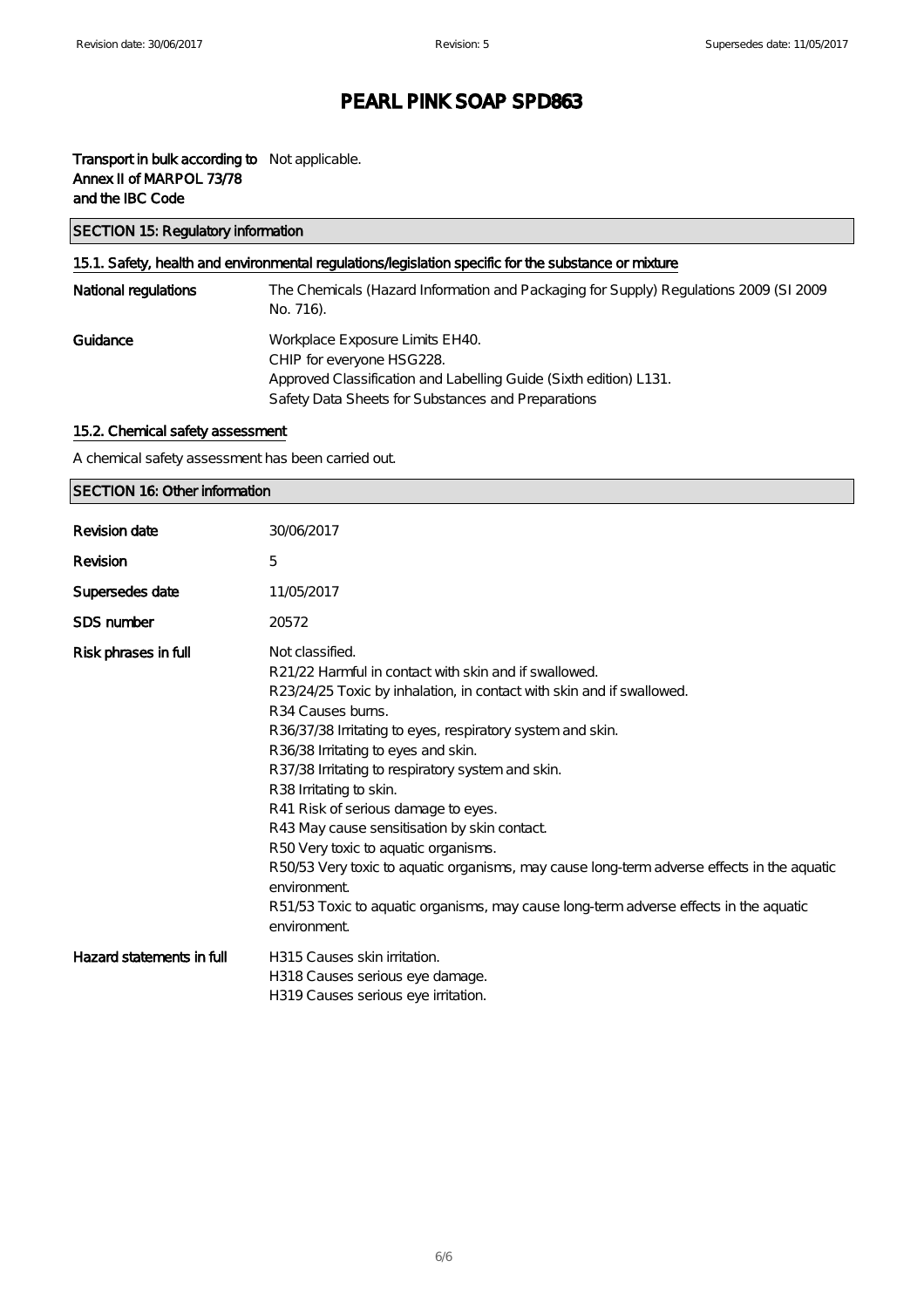**Transport in bulk according to Annex II of MARPOL 73/78 and the IBC Code** Not applicable.

## SECTION 15: Regulatory information

### 15.1. Safety, health and environmental regulations/legislation specific for the substance or mixture

| | |
|---|---|
| **National regulations** | The Chemicals (Hazard Information and Packaging for Supply) Regulations 2009 (SI 2009 No. 716). |
| **Guidance** | Workplace Exposure Limits EH40.<br>CHIP for everyone HSG228.<br>Approved Classification and Labelling Guide (Sixth edition) L131.<br>Safety Data Sheets for Substances and Preparations |

### 15.2. Chemical safety assessment

A chemical safety assessment has been carried out.

## SECTION 16: Other information

| | |
|---|---|
| **Revision date** | 30/06/2017 |
| **Revision** | 5 |
| **Supersedes date** | 11/05/2017 |
| **SDS number** | 20572 |
| **Risk phrases in full** | Not classified.<br>R21/22 Harmful in contact with skin and if swallowed.<br>R23/24/25 Toxic by inhalation, in contact with skin and if swallowed.<br>R34 Causes burns.<br>R36/37/38 Irritating to eyes, respiratory system and skin.<br>R36/38 Irritating to eyes and skin.<br>R37/38 Irritating to respiratory system and skin.<br>R38 Irritating to skin.<br>R41 Risk of serious damage to eyes.<br>R43 May cause sensitisation by skin contact.<br>R50 Very toxic to aquatic organisms.<br>R50/53 Very toxic to aquatic organisms, may cause long-term adverse effects in the aquatic environment.<br>R51/53 Toxic to aquatic organisms, may cause long-term adverse effects in the aquatic environment. |
| **Hazard statements in full** | H315 Causes skin irritation.<br>H318 Causes serious eye damage.<br>H319 Causes serious eye irritation. |